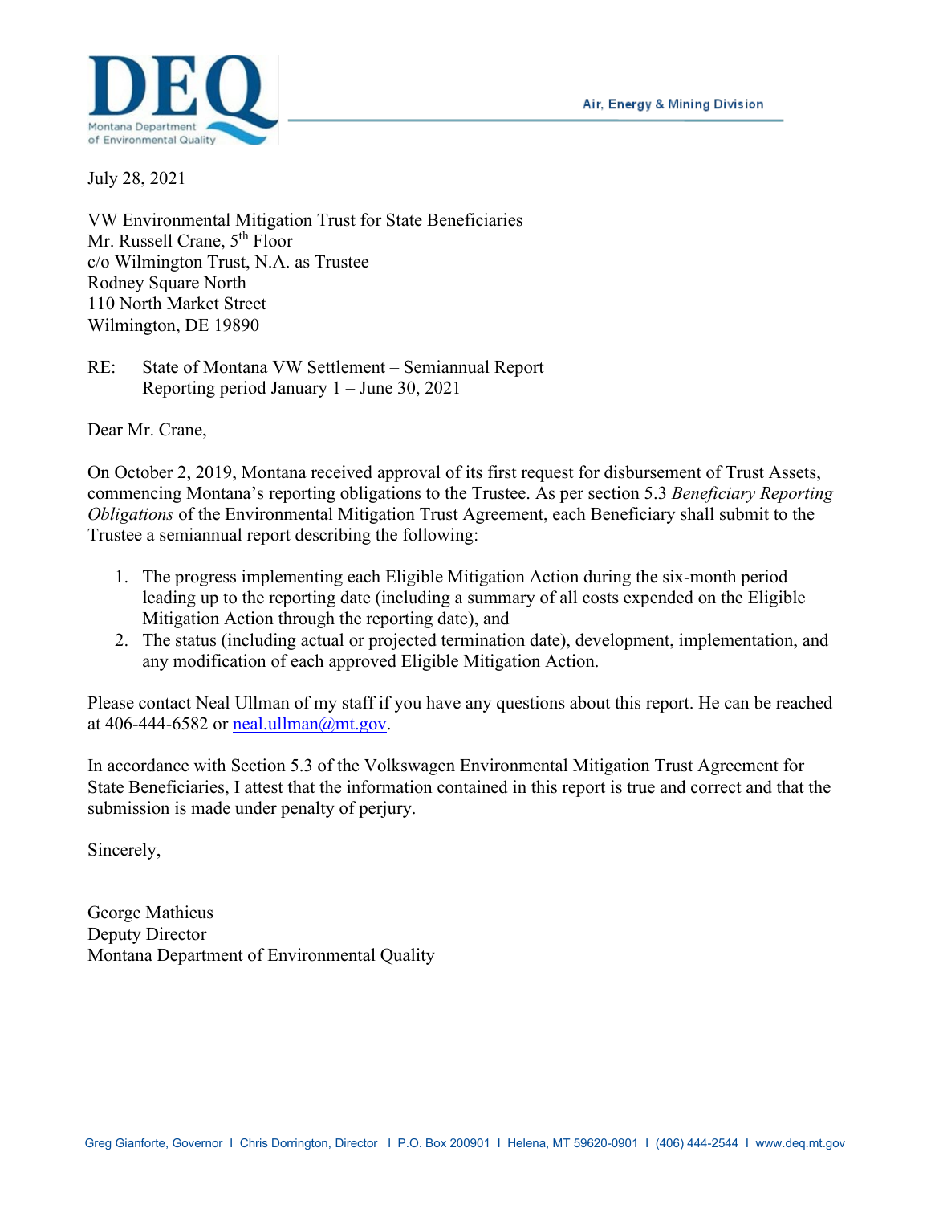Air, Energy & Mining Division

July 28, 2021

VW Environmental Mitigation Trust for State Beneficiaries
Mr. Russell Crane, 5th Floor
c/o Wilmington Trust, N.A. as Trustee
Rodney Square North
110 North Market Street
Wilmington, DE 19890

RE: State of Montana VW Settlement – Semiannual Report
Reporting period January 1 – June 30, 2021

Dear Mr. Crane,

On October 2, 2019, Montana received approval of its first request for disbursement of Trust Assets, commencing Montana's reporting obligations to the Trustee. As per section 5.3 *Beneficiary Reporting Obligations* of the Environmental Mitigation Trust Agreement, each Beneficiary shall submit to the Trustee a semiannual report describing the following:

1. The progress implementing each Eligible Mitigation Action during the six-month period leading up to the reporting date (including a summary of all costs expended on the Eligible Mitigation Action through the reporting date), and
2. The status (including actual or projected termination date), development, implementation, and any modification of each approved Eligible Mitigation Action.

Please contact Neal Ullman of my staff if you have any questions about this report. He can be reached at 406-444-6582 or neal.ullman@mt.gov.

In accordance with Section 5.3 of the Volkswagen Environmental Mitigation Trust Agreement for State Beneficiaries, I attest that the information contained in this report is true and correct and that the submission is made under penalty of perjury.

Sincerely,

George Mathieus
Deputy Director
Montana Department of Environmental Quality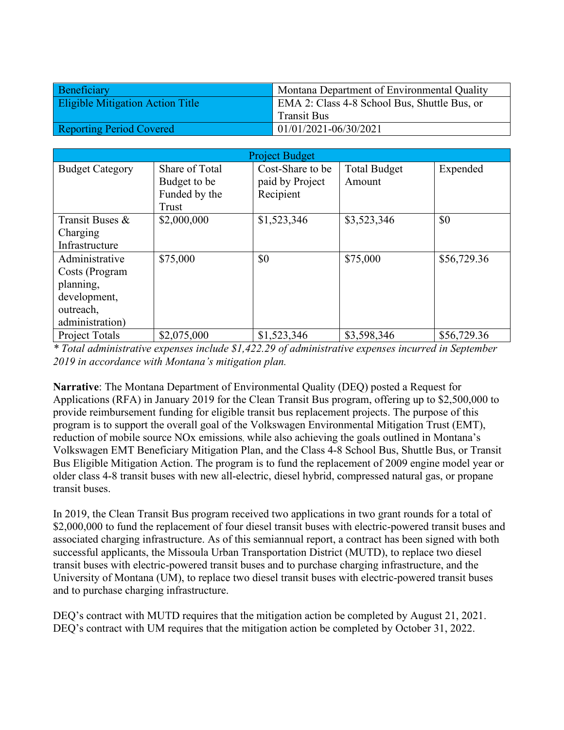| Beneficiary | Montana Department of Environmental Quality |
|---|---|
| Eligible Mitigation Action Title | EMA 2: Class 4-8 School Bus, Shuttle Bus, or Transit Bus |
| Reporting Period Covered | 01/01/2021-06/30/2021 |

| Project Budget | | | | |
|---|---|---|---|---|
| Budget Category | Share of Total Budget to be Funded by the Trust | Cost-Share to be paid by Project Recipient | Total Budget Amount | Expended |
| Transit Buses & Charging Infrastructure | $2,000,000 | $1,523,346 | $3,523,346 | $0 |
| Administrative Costs (Program planning, development, outreach, administration) | $75,000 | $0 | $75,000 | $56,729.36 |
| Project Totals | $2,075,000 | $1,523,346 | $3,598,346 | $56,729.36 |

*\* Total administrative expenses include $1,422.29 of administrative expenses incurred in September 2019 in accordance with Montana's mitigation plan.*

**Narrative**: The Montana Department of Environmental Quality (DEQ) posted a Request for Applications (RFA) in January 2019 for the Clean Transit Bus program, offering up to $2,500,000 to provide reimbursement funding for eligible transit bus replacement projects. The purpose of this program is to support the overall goal of the Volkswagen Environmental Mitigation Trust (EMT), reduction of mobile source NOx emissions, while also achieving the goals outlined in Montana's Volkswagen EMT Beneficiary Mitigation Plan, and the Class 4-8 School Bus, Shuttle Bus, or Transit Bus Eligible Mitigation Action. The program is to fund the replacement of 2009 engine model year or older class 4-8 transit buses with new all-electric, diesel hybrid, compressed natural gas, or propane transit buses.

In 2019, the Clean Transit Bus program received two applications in two grant rounds for a total of $2,000,000 to fund the replacement of four diesel transit buses with electric-powered transit buses and associated charging infrastructure. As of this semiannual report, a contract has been signed with both successful applicants, the Missoula Urban Transportation District (MUTD), to replace two diesel transit buses with electric-powered transit buses and to purchase charging infrastructure, and the University of Montana (UM), to replace two diesel transit buses with electric-powered transit buses and to purchase charging infrastructure.

DEQ's contract with MUTD requires that the mitigation action be completed by August 21, 2021. DEQ's contract with UM requires that the mitigation action be completed by October 31, 2022.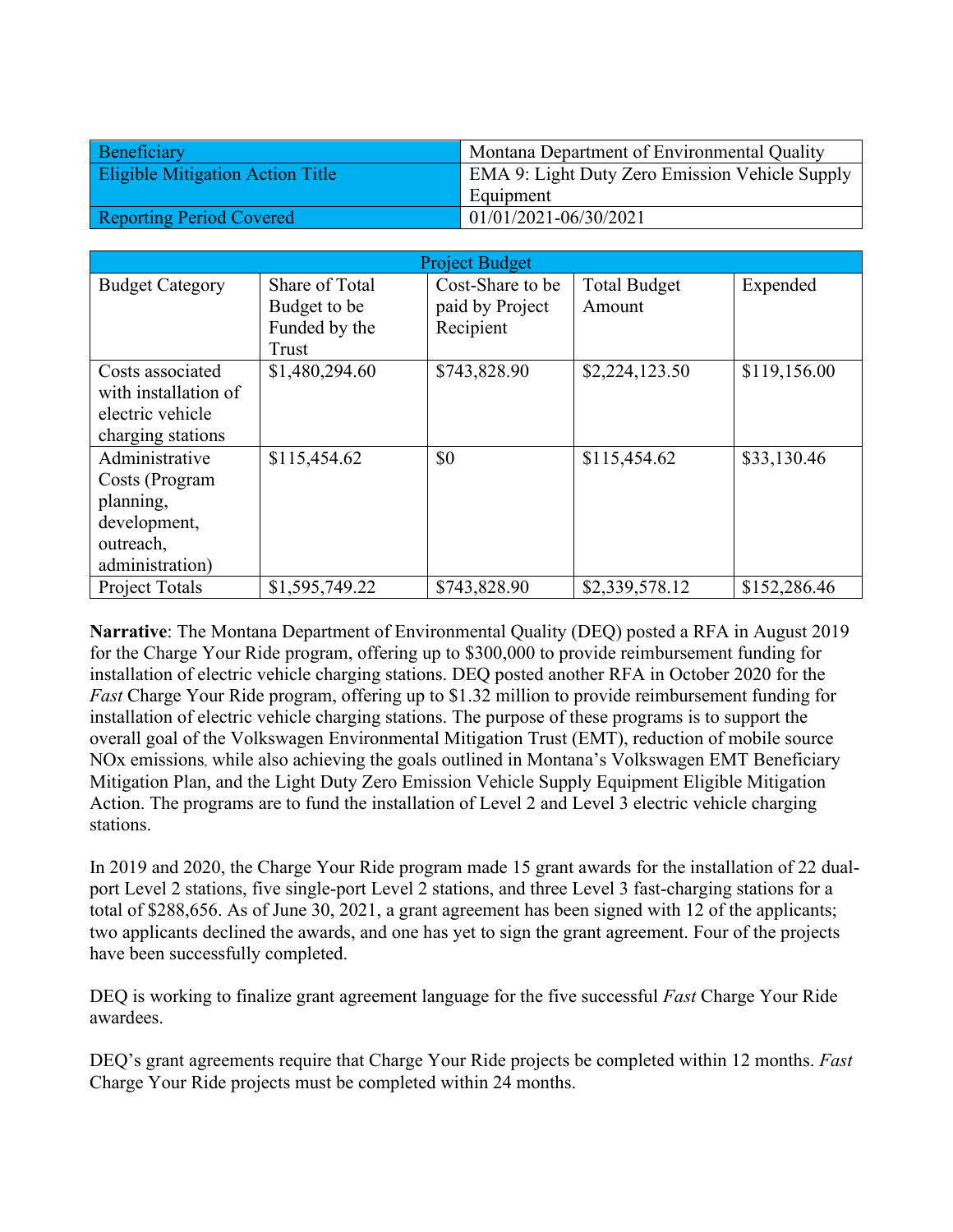| Beneficiary | Montana Department of Environmental Quality |
|---|---|
| Eligible Mitigation Action Title | EMA 9: Light Duty Zero Emission Vehicle Supply Equipment |
| Reporting Period Covered | 01/01/2021-06/30/2021 |

| Project Budget | | | | |
|---|---|---|---|---|
| Budget Category | Share of Total Budget to be Funded by the Trust | Cost-Share to be paid by Project Recipient | Total Budget Amount | Expended |
| Costs associated with installation of electric vehicle charging stations | $1,480,294.60 | $743,828.90 | $2,224,123.50 | $119,156.00 |
| Administrative Costs (Program planning, development, outreach, administration) | $115,454.62 | $0 | $115,454.62 | $33,130.46 |
| Project Totals | $1,595,749.22 | $743,828.90 | $2,339,578.12 | $152,286.46 |

**Narrative**: The Montana Department of Environmental Quality (DEQ) posted a RFA in August 2019 for the Charge Your Ride program, offering up to $300,000 to provide reimbursement funding for installation of electric vehicle charging stations. DEQ posted another RFA in October 2020 for the *Fast* Charge Your Ride program, offering up to $1.32 million to provide reimbursement funding for installation of electric vehicle charging stations. The purpose of these programs is to support the overall goal of the Volkswagen Environmental Mitigation Trust (EMT), reduction of mobile source NOx emissions, while also achieving the goals outlined in Montana's Volkswagen EMT Beneficiary Mitigation Plan, and the Light Duty Zero Emission Vehicle Supply Equipment Eligible Mitigation Action. The programs are to fund the installation of Level 2 and Level 3 electric vehicle charging stations.

In 2019 and 2020, the Charge Your Ride program made 15 grant awards for the installation of 22 dual-port Level 2 stations, five single-port Level 2 stations, and three Level 3 fast-charging stations for a total of $288,656. As of June 30, 2021, a grant agreement has been signed with 12 of the applicants; two applicants declined the awards, and one has yet to sign the grant agreement. Four of the projects have been successfully completed.

DEQ is working to finalize grant agreement language for the five successful *Fast* Charge Your Ride awardees.

DEQ's grant agreements require that Charge Your Ride projects be completed within 12 months. *Fast* Charge Your Ride projects must be completed within 24 months.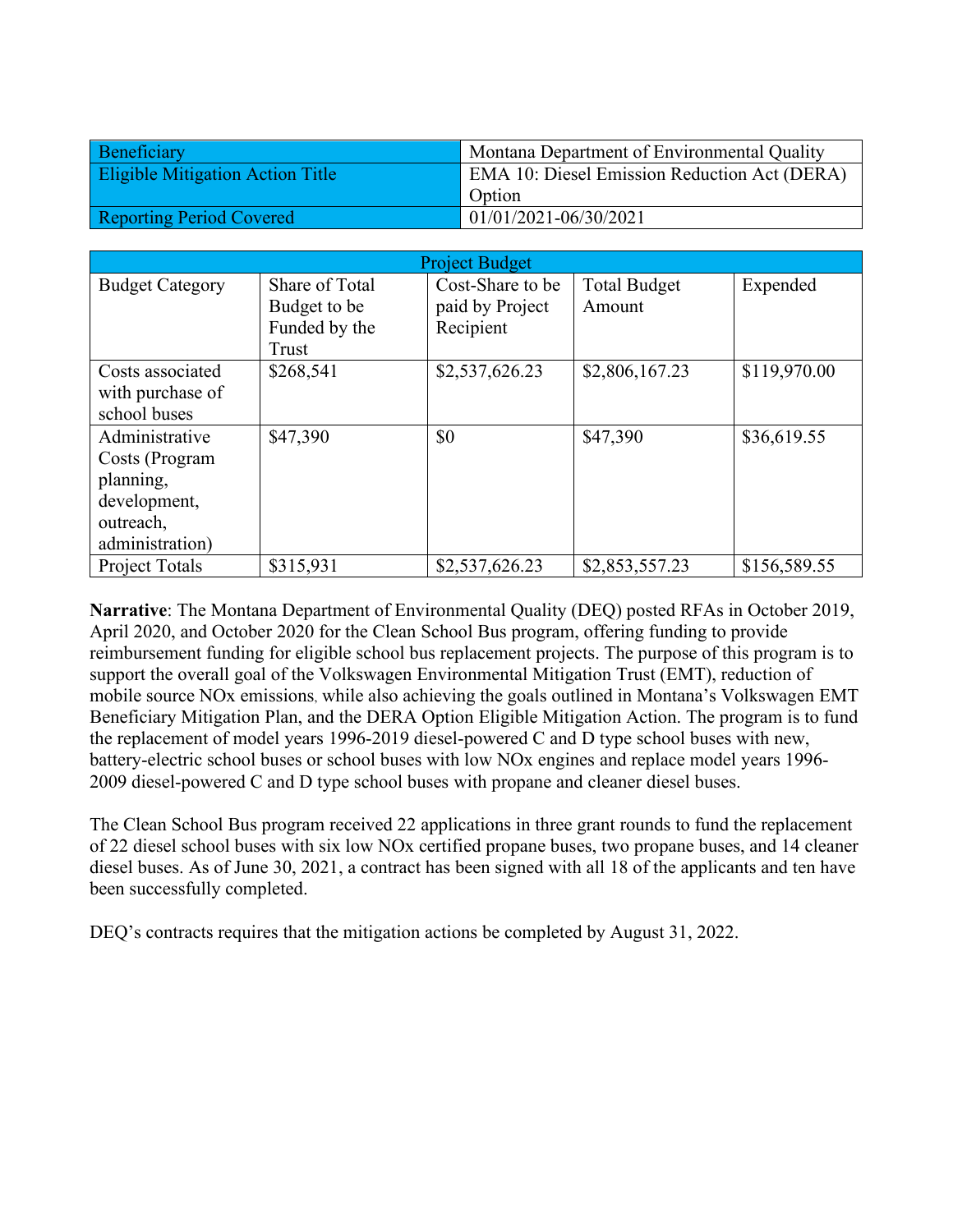| | |
|---|---|
| Beneficiary | Montana Department of Environmental Quality |
| Eligible Mitigation Action Title | EMA 10: Diesel Emission Reduction Act (DERA) Option |
| Reporting Period Covered | 01/01/2021-06/30/2021 |

| Project Budget | | | | |
|---|---|---|---|---|
| Budget Category | Share of Total Budget to be Funded by the Trust | Cost-Share to be paid by Project Recipient | Total Budget Amount | Expended |
| Costs associated with purchase of school buses | $268,541 | $2,537,626.23 | $2,806,167.23 | $119,970.00 |
| Administrative Costs (Program planning, development, outreach, administration) | $47,390 | $0 | $47,390 | $36,619.55 |
| Project Totals | $315,931 | $2,537,626.23 | $2,853,557.23 | $156,589.55 |

**Narrative**: The Montana Department of Environmental Quality (DEQ) posted RFAs in October 2019, April 2020, and October 2020 for the Clean School Bus program, offering funding to provide reimbursement funding for eligible school bus replacement projects. The purpose of this program is to support the overall goal of the Volkswagen Environmental Mitigation Trust (EMT), reduction of mobile source NOx emissions, while also achieving the goals outlined in Montana's Volkswagen EMT Beneficiary Mitigation Plan, and the DERA Option Eligible Mitigation Action. The program is to fund the replacement of model years 1996-2019 diesel-powered C and D type school buses with new, battery-electric school buses or school buses with low NOx engines and replace model years 1996-2009 diesel-powered C and D type school buses with propane and cleaner diesel buses.

The Clean School Bus program received 22 applications in three grant rounds to fund the replacement of 22 diesel school buses with six low NOx certified propane buses, two propane buses, and 14 cleaner diesel buses. As of June 30, 2021, a contract has been signed with all 18 of the applicants and ten have been successfully completed.

DEQ's contracts requires that the mitigation actions be completed by August 31, 2022.